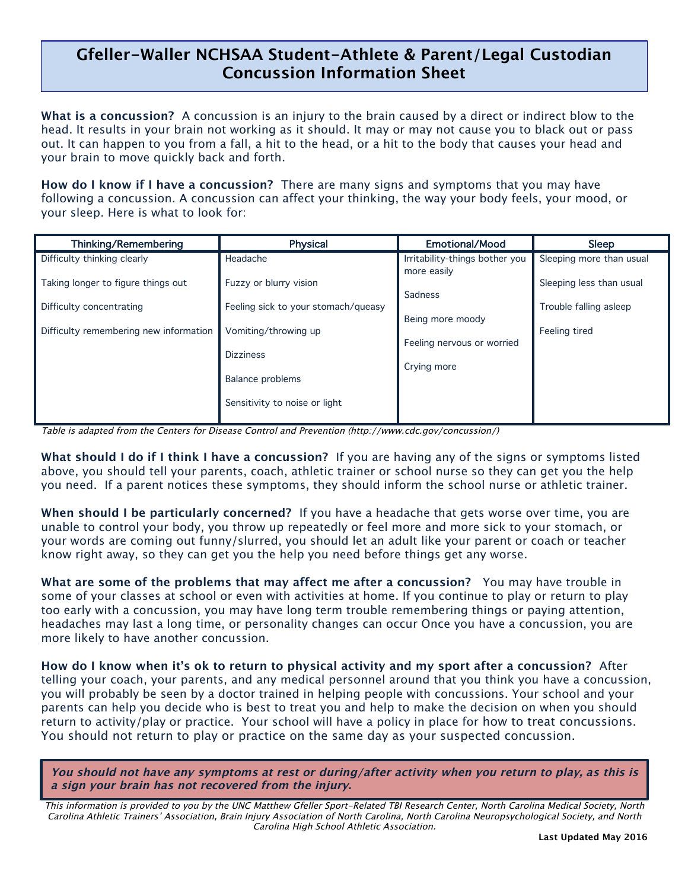# Gfeller-Waller NCHSAA Student-Athlete & Parent/Legal Custodian Concussion Information Sheet

**What is a concussion?** A concussion is an injury to the brain caused by a direct or indirect blow to the head. It results in your brain not working as it should. It may or may not cause you to black out or pass out. It can happen to you from a fall, a hit to the head, or a hit to the body that causes your head and your brain to move quickly back and forth.

**How do I know if I have a concussion?** There are many signs and symptoms that you may have following a concussion. A concussion can affect your thinking, the way your body feels, your mood, or your sleep. Here is what to look for:

| Thinking/Remembering | Physical | Emotional/Mood | Sleep |
|---|---|---|---|
| Difficulty thinking clearly | Headache | Irritability-things bother you more easily | Sleeping more than usual |
| Taking longer to figure things out | Fuzzy or blurry vision | Sadness | Sleeping less than usual |
| Difficulty concentrating | Feeling sick to your stomach/queasy | Being more moody | Trouble falling asleep |
| Difficulty remembering new information | Vomiting/throwing up | Feeling nervous or worried | Feeling tired |
| | Dizziness | Crying more | |
| | Balance problems | | |
| | Sensitivity to noise or light | | |

*Table is adapted from the Centers for Disease Control and Prevention (http://www.cdc.gov/concussion/)*

**What should I do if I think I have a concussion?** If you are having any of the signs or symptoms listed above, you should tell your parents, coach, athletic trainer or school nurse so they can get you the help you need. If a parent notices these symptoms, they should inform the school nurse or athletic trainer.

**When should I be particularly concerned?** If you have a headache that gets worse over time, you are unable to control your body, you throw up repeatedly or feel more and more sick to your stomach, or your words are coming out funny/slurred, you should let an adult like your parent or coach or teacher know right away, so they can get you the help you need before things get any worse.

**What are some of the problems that may affect me after a concussion?** You may have trouble in some of your classes at school or even with activities at home. If you continue to play or return to play too early with a concussion, you may have long term trouble remembering things or paying attention, headaches may last a long time, or personality changes can occur Once you have a concussion, you are more likely to have another concussion.

**How do I know when it's ok to return to physical activity and my sport after a concussion?** After telling your coach, your parents, and any medical personnel around that you think you have a concussion, you will probably be seen by a doctor trained in helping people with concussions. Your school and your parents can help you decide who is best to treat you and help to make the decision on when you should return to activity/play or practice. Your school will have a policy in place for how to treat concussions. You should not return to play or practice on the same day as your suspected concussion.

***You should not have any symptoms at rest or during/after activity when you return to play, as this is a sign your brain has not recovered from the injury.***

*This information is provided to you by the UNC Matthew Gfeller Sport-Related TBI Research Center, North Carolina Medical Society, North Carolina Athletic Trainers' Association, Brain Injury Association of North Carolina, North Carolina Neuropsychological Society, and North Carolina High School Athletic Association.*

**Last Updated May 2016**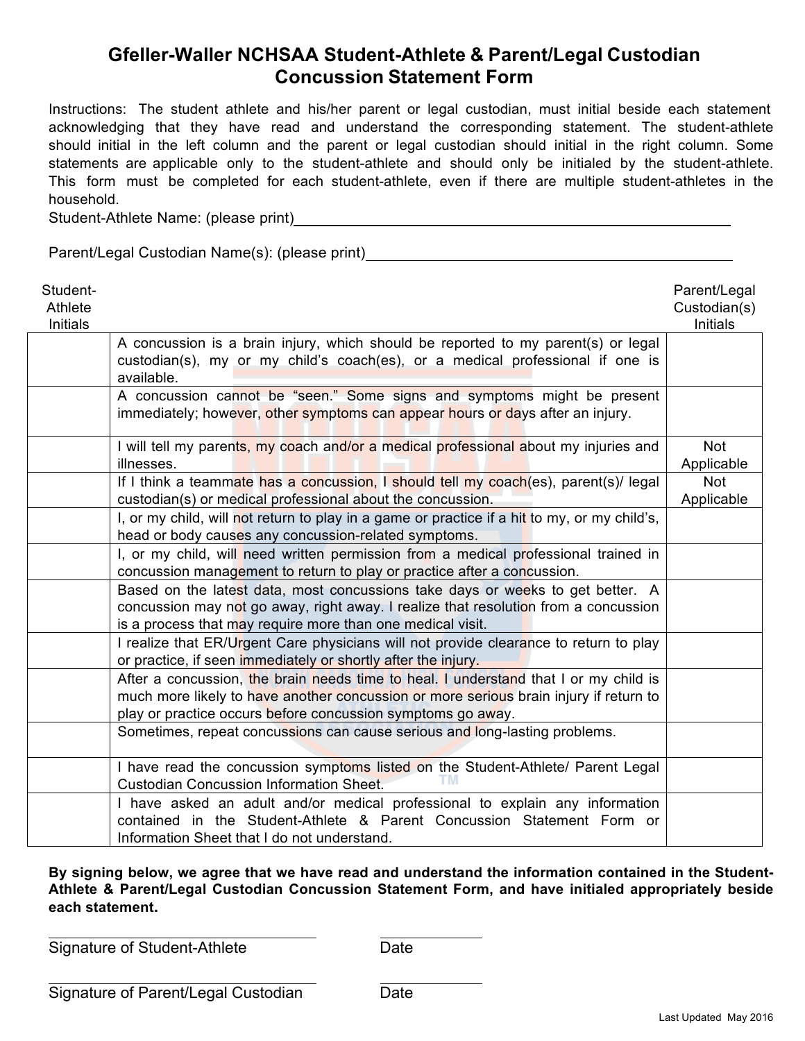# Gfeller-Waller NCHSAA Student-Athlete & Parent/Legal Custodian Concussion Statement Form

Instructions: The student athlete and his/her parent or legal custodian, must initial beside each statement acknowledging that they have read and understand the corresponding statement. The student-athlete should initial in the left column and the parent or legal custodian should initial in the right column. Some statements are applicable only to the student-athlete and should only be initialed by the student-athlete. This form must be completed for each student-athlete, even if there are multiple student-athletes in the household.

Student-Athlete Name: (please print)\_\_\_\_\_\_\_\_\_\_\_\_\_\_\_\_\_\_\_\_\_\_\_\_\_\_\_\_\_\_\_\_\_\_\_\_\_\_\_\_

Parent/Legal Custodian Name(s): (please print)\_\_\_\_\_\_\_\_\_\_\_\_\_\_\_\_\_\_\_\_\_\_\_\_\_\_\_\_\_\_\_\_\_\_

| Student-Athlete Initials | | Parent/Legal Custodian(s) Initials |
|---|---|---|
| | A concussion is a brain injury, which should be reported to my parent(s) or legal custodian(s), my or my child's coach(es), or a medical professional if one is available. | |
| | A concussion cannot be "seen." Some signs and symptoms might be present immediately; however, other symptoms can appear hours or days after an injury. | |
| | I will tell my parents, my coach and/or a medical professional about my injuries and illnesses. | Not Applicable |
| | If I think a teammate has a concussion, I should tell my coach(es), parent(s)/ legal custodian(s) or medical professional about the concussion. | Not Applicable |
| | I, or my child, will not return to play in a game or practice if a hit to my, or my child's, head or body causes any concussion-related symptoms. | |
| | I, or my child, will need written permission from a medical professional trained in concussion management to return to play or practice after a concussion. | |
| | Based on the latest data, most concussions take days or weeks to get better. A concussion may not go away, right away. I realize that resolution from a concussion is a process that may require more than one medical visit. | |
| | I realize that ER/Urgent Care physicians will not provide clearance to return to play or practice, if seen immediately or shortly after the injury. | |
| | After a concussion, the brain needs time to heal. I understand that I or my child is much more likely to have another concussion or more serious brain injury if return to play or practice occurs before concussion symptoms go away. | |
| | Sometimes, repeat concussions can cause serious and long-lasting problems. | |
| | I have read the concussion symptoms listed on the Student-Athlete/ Parent Legal Custodian Concussion Information Sheet. | |
| | I have asked an adult and/or medical professional to explain any information contained in the Student-Athlete & Parent Concussion Statement Form or Information Sheet that I do not understand. | |

**By signing below, we agree that we have read and understand the information contained in the Student-Athlete & Parent/Legal Custodian Concussion Statement Form, and have initialed appropriately beside each statement.**

\_\_\_\_\_\_\_\_\_\_\_\_\_\_\_\_\_\_\_\_\_\_\_\_\_\_\_\_ \_\_\_\_\_\_\_\_\_\_\_\_

Signature of Student-Athlete Date

\_\_\_\_\_\_\_\_\_\_\_\_\_\_\_\_\_\_\_\_\_\_\_\_\_\_\_\_ \_\_\_\_\_\_\_\_\_\_\_\_

Signature of Parent/Legal Custodian Date

Last Updated May 2016